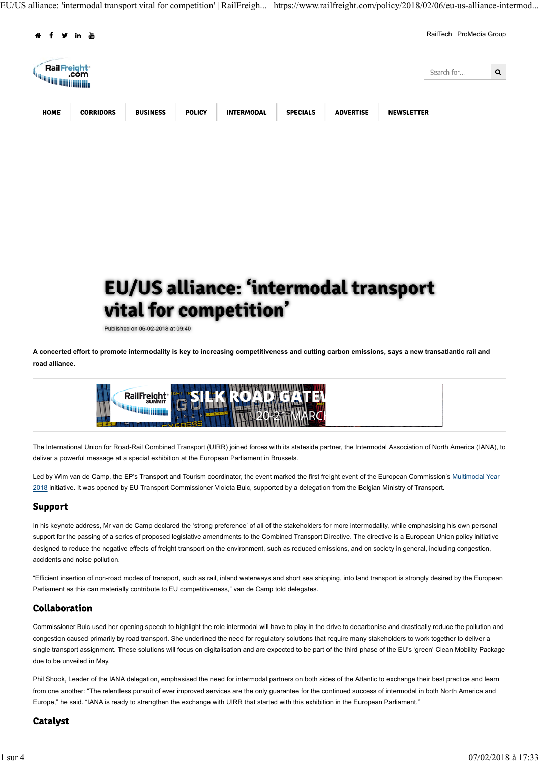# EU/US alliance: 'intermodal transport vital for competition'

Published on 06-02-2018 at 09:40

**A concerted effort to promote intermodality is key to increasing competitiveness and cutting carbon emissions, says a new transatlantic rail and road alliance.**

The International Union for Road-Rail Combined Transport (UIRR) joined forces with its stateside partner, the Intermodal Association of North America (IANA), to deliver a powerful message at a special exhibition at the European Parliament in Brussels.

Led by Wim van de Camp, the EP's Transport and Tourism coordinator, the event marked the first freight event of the European Commission's Multimodal Year 2018 initiative. It was opened by EU Transport Commissioner Violeta Bulc, supported by a delegation from the Belgian Ministry of Transport.

## Support

In his keynote address, Mr van de Camp declared the 'strong preference' of all of the stakeholders for more intermodality, while emphasising his own personal support for the passing of a series of proposed legislative amendments to the Combined Transport Directive. The directive is a European Union policy initiative designed to reduce the negative effects of freight transport on the environment, such as reduced emissions, and on society in general, including congestion, accidents and noise pollution.

"Efficient insertion of non-road modes of transport, such as rail, inland waterways and short sea shipping, into land transport is strongly desired by the European Parliament as this can materially contribute to EU competitiveness," van de Camp told delegates.

## Collaboration

Commissioner Bulc used her opening speech to highlight the role intermodal will have to play in the drive to decarbonise and drastically reduce the pollution and congestion caused primarily by road transport. She underlined the need for regulatory solutions that require many stakeholders to work together to deliver a single transport assignment. These solutions will focus on digitalisation and are expected to be part of the third phase of the EU's 'green' Clean Mobility Package due to be unveiled in May.

Phil Shook, Leader of the IANA delegation, emphasised the need for intermodal partners on both sides of the Atlantic to exchange their best practice and learn from one another: "The relentless pursuit of ever improved services are the only guarantee for the continued success of intermodal in both North America and Europe," he said. "IANA is ready to strengthen the exchange with UIRR that started with this exhibition in the European Parliament."

## Catalyst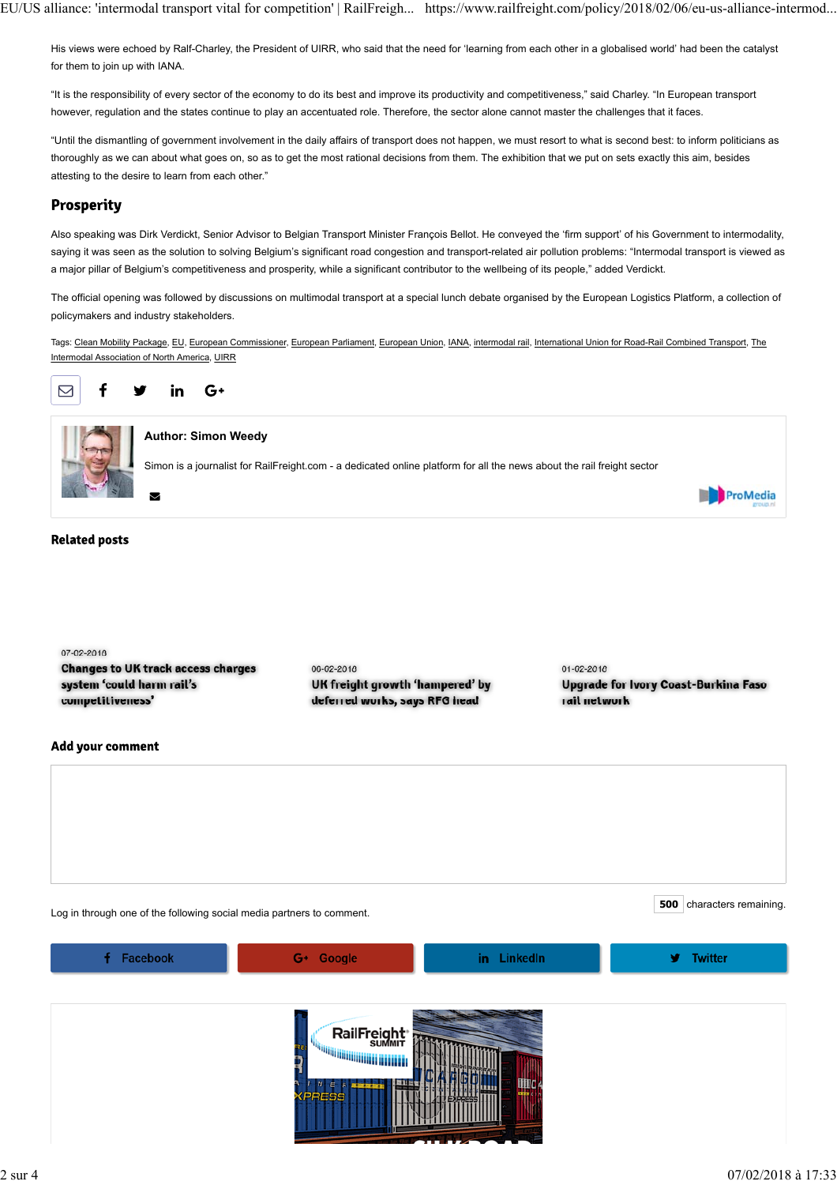His views were echoed by Ralf-Charley, the President of UIRR, who said that the need for 'learning from each other in a globalised world' had been the catalyst for them to join up with IANA.

"It is the responsibility of every sector of the economy to do its best and improve its productivity and competitiveness," said Charley. "In European transport however, regulation and the states continue to play an accentuated role. Therefore, the sector alone cannot master the challenges that it faces.

"Until the dismantling of government involvement in the daily affairs of transport does not happen, we must resort to what is second best: to inform politicians as thoroughly as we can about what goes on, so as to get the most rational decisions from them. The exhibition that we put on sets exactly this aim, besides attesting to the desire to learn from each other."

## Prosperity

Also speaking was Dirk Verdickt, Senior Advisor to Belgian Transport Minister François Bellot. He conveyed the 'firm support' of his Government to intermodality, saying it was seen as the solution to solving Belgium's significant road congestion and transport-related air pollution problems: "Intermodal transport is viewed as a major pillar of Belgium's competitiveness and prosperity, while a significant contributor to the wellbeing of its people," added Verdickt.

The official opening was followed by discussions on multimodal transport at a special lunch debate organised by the European Logistics Platform, a collection of policymakers and industry stakeholders.

Tags: Clean Mobility Package, EU, European Commissioner, European Parliament, European Union, IANA, intermodal rail, International Union for Road-Rail Combined Transport, The Intermodal Association of North America, UIRR

**Author: Simon Weedy**

Simon is a journalist for RailFreight.com - a dedicated online platform for all the news about the rail freight sector

### Related posts

07-02-2018
**Changes to UK track access charges system 'could harm rail's competitiveness'**

06-02-2018
**UK freight growth 'hampered' by deferred works, says RFG head**

01-02-2018
**Upgrade for Ivory Coast-Burkina Faso rail network**

### Add your comment

500 characters remaining.

Log in through one of the following social media partners to comment.

Facebook | Google | LinkedIn | Twitter